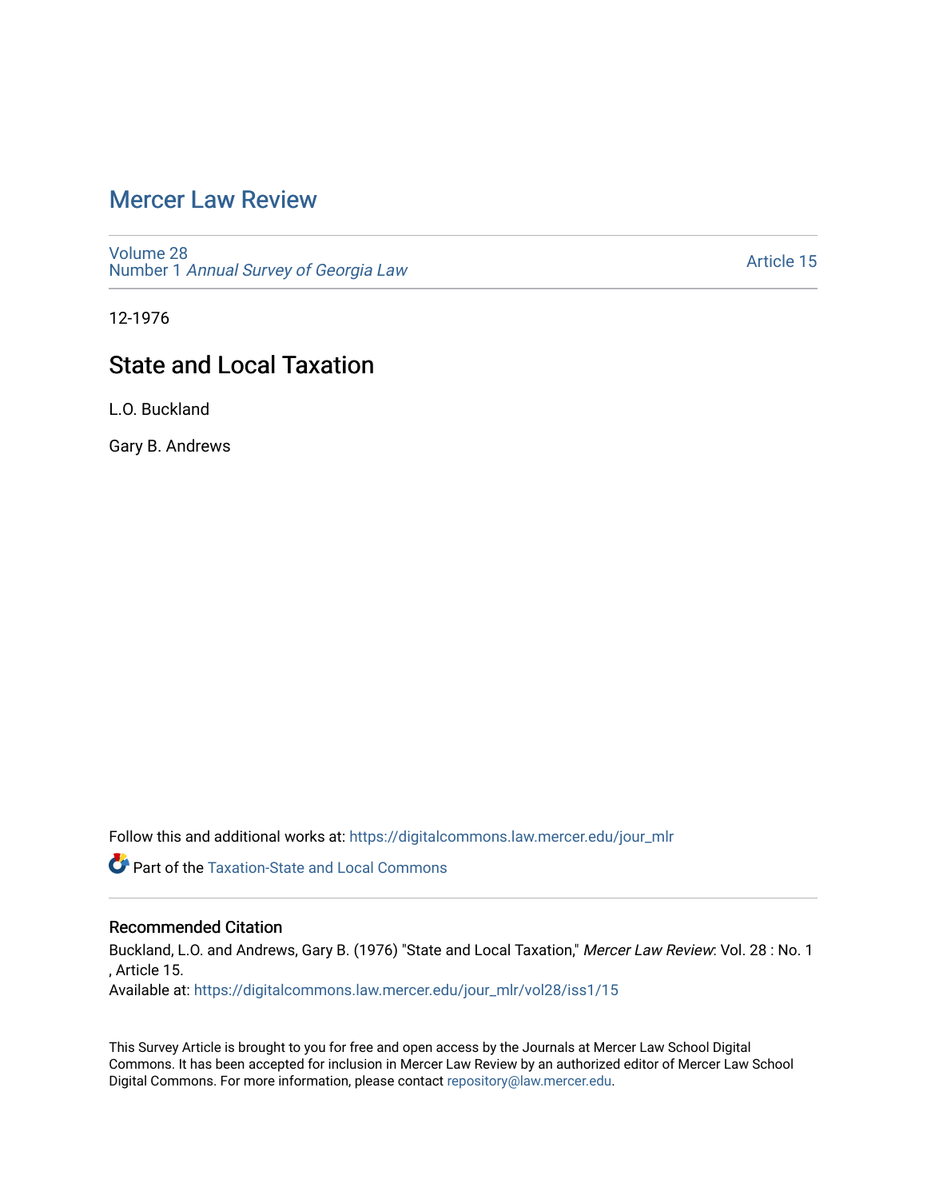# Mercer Law Review

Volume 28
Number 1 *Annual Survey of Georgia Law*

Article 15

12-1976

## State and Local Taxation

L.O. Buckland

Gary B. Andrews

Follow this and additional works at: https://digitalcommons.law.mercer.edu/jour_mlr

Part of the Taxation-State and Local Commons

### Recommended Citation

Buckland, L.O. and Andrews, Gary B. (1976) "State and Local Taxation," *Mercer Law Review*: Vol. 28 : No. 1 , Article 15.
Available at: https://digitalcommons.law.mercer.edu/jour_mlr/vol28/iss1/15

This Survey Article is brought to you for free and open access by the Journals at Mercer Law School Digital Commons. It has been accepted for inclusion in Mercer Law Review by an authorized editor of Mercer Law School Digital Commons. For more information, please contact repository@law.mercer.edu.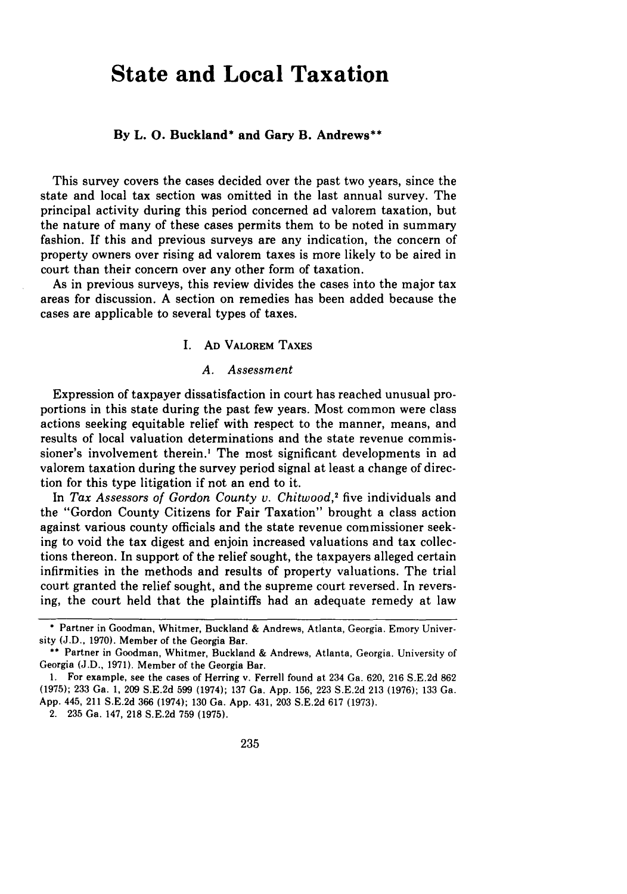# State and Local Taxation

**By L. O. Buckland\* and Gary B. Andrews\*\***

This survey covers the cases decided over the past two years, since the state and local tax section was omitted in the last annual survey. The principal activity during this period concerned ad valorem taxation, but the nature of many of these cases permits them to be noted in summary fashion. If this and previous surveys are any indication, the concern of property owners over rising ad valorem taxes is more likely to be aired in court than their concern over any other form of taxation.

As in previous surveys, this review divides the cases into the major tax areas for discussion. A section on remedies has been added because the cases are applicable to several types of taxes.

## I. Ad Valorem Taxes

### A. Assessment

Expression of taxpayer dissatisfaction in court has reached unusual proportions in this state during the past few years. Most common were class actions seeking equitable relief with respect to the manner, means, and results of local valuation determinations and the state revenue commissioner's involvement therein.[1] The most significant developments in ad valorem taxation during the survey period signal at least a change of direction for this type litigation if not an end to it.

In *Tax Assessors of Gordon County v. Chitwood*,[2] five individuals and the "Gordon County Citizens for Fair Taxation" brought a class action against various county officials and the state revenue commissioner seeking to void the tax digest and enjoin increased valuations and tax collections thereon. In support of the relief sought, the taxpayers alleged certain infirmities in the methods and results of property valuations. The trial court granted the relief sought, and the supreme court reversed. In reversing, the court held that the plaintiffs had an adequate remedy at law

---

\* Partner in Goodman, Whitmer, Buckland & Andrews, Atlanta, Georgia. Emory University (J.D., 1970). Member of the Georgia Bar.

\*\* Partner in Goodman, Whitmer, Buckland & Andrews, Atlanta, Georgia. University of Georgia (J.D., 1971). Member of the Georgia Bar.

1. For example, see the cases of Herring v. Ferrell found at 234 Ga. 620, 216 S.E.2d 862 (1975); 233 Ga. 1, 209 S.E.2d 599 (1974); 137 Ga. App. 156, 223 S.E.2d 213 (1976); 133 Ga. App. 445, 211 S.E.2d 366 (1974); 130 Ga. App. 431, 203 S.E.2d 617 (1973).

2. 235 Ga. 147, 218 S.E.2d 759 (1975).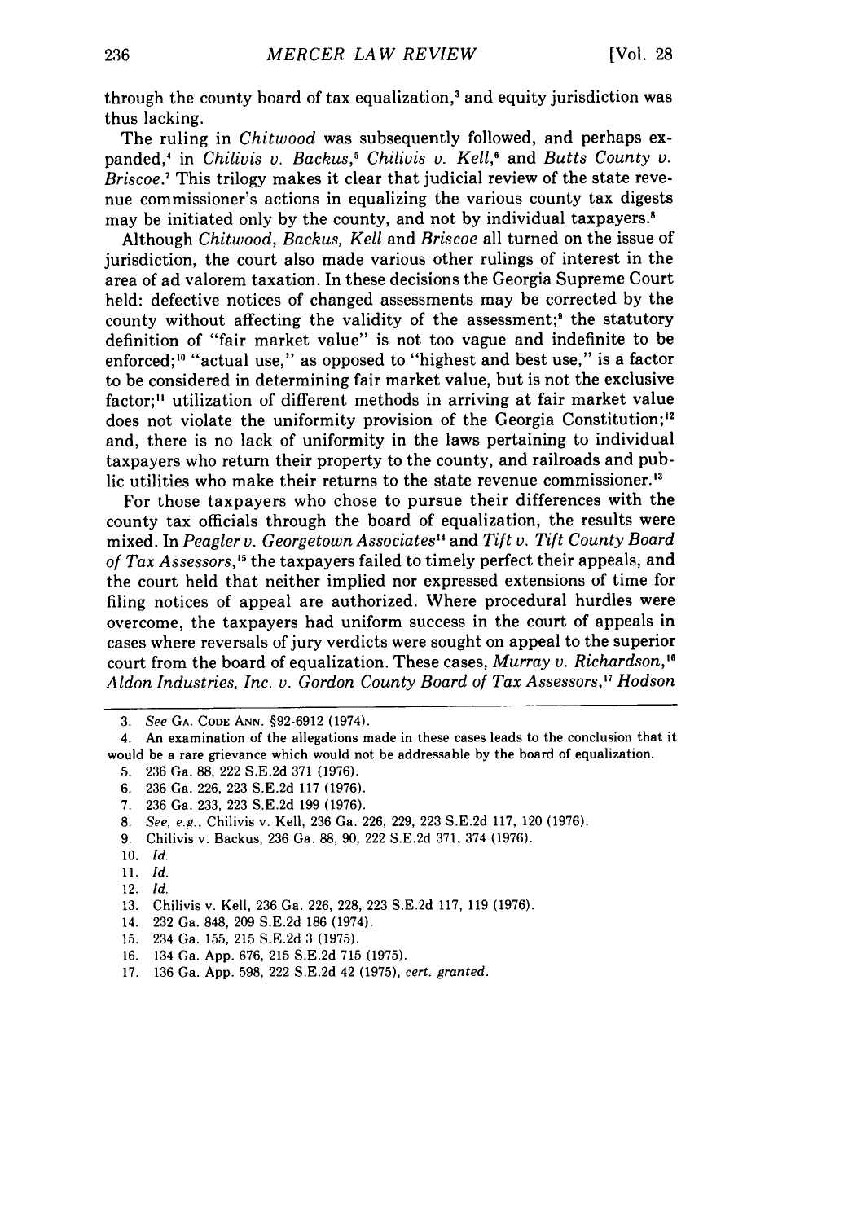through the county board of tax equalization,[3] and equity jurisdiction was thus lacking.

The ruling in *Chitwood* was subsequently followed, and perhaps expanded,[4] in *Chilivis v. Backus*,[5] *Chilivis v. Kell*,[6] and *Butts County v. Briscoe*.[7] This trilogy makes it clear that judicial review of the state revenue commissioner's actions in equalizing the various county tax digests may be initiated only by the county, and not by individual taxpayers.[8]

Although *Chitwood*, *Backus*, *Kell* and *Briscoe* all turned on the issue of jurisdiction, the court also made various other rulings of interest in the area of ad valorem taxation. In these decisions the Georgia Supreme Court held: defective notices of changed assessments may be corrected by the county without affecting the validity of the assessment;[9] the statutory definition of "fair market value" is not too vague and indefinite to be enforced;[10] "actual use," as opposed to "highest and best use," is a factor to be considered in determining fair market value, but is not the exclusive factor;[11] utilization of different methods in arriving at fair market value does not violate the uniformity provision of the Georgia Constitution;[12] and, there is no lack of uniformity in the laws pertaining to individual taxpayers who return their property to the county, and railroads and public utilities who make their returns to the state revenue commissioner.[13]

For those taxpayers who chose to pursue their differences with the county tax officials through the board of equalization, the results were mixed. In *Peagler v. Georgetown Associates*[14] and *Tift v. Tift County Board of Tax Assessors*,[15] the taxpayers failed to timely perfect their appeals, and the court held that neither implied nor expressed extensions of time for filing notices of appeal are authorized. Where procedural hurdles were overcome, the taxpayers had uniform success in the court of appeals in cases where reversals of jury verdicts were sought on appeal to the superior court from the board of equalization. These cases, *Murray v. Richardson*,[16] *Aldon Industries, Inc. v. Gordon County Board of Tax Assessors*,[17] *Hodson*

---

3. *See* GA. CODE ANN. §92-6912 (1974).
4. An examination of the allegations made in these cases leads to the conclusion that it would be a rare grievance which would not be addressable by the board of equalization.
5. 236 Ga. 88, 222 S.E.2d 371 (1976).
6. 236 Ga. 226, 223 S.E.2d 117 (1976).
7. 236 Ga. 233, 223 S.E.2d 199 (1976).
8. *See, e.g.*, Chilivis v. Kell, 236 Ga. 226, 229, 223 S.E.2d 117, 120 (1976).
9. Chilivis v. Backus, 236 Ga. 88, 90, 222 S.E.2d 371, 374 (1976).
10. *Id.*
11. *Id.*
12. *Id.*
13. Chilivis v. Kell, 236 Ga. 226, 228, 223 S.E.2d 117, 119 (1976).
14. 232 Ga. 848, 209 S.E.2d 186 (1974).
15. 234 Ga. 155, 215 S.E.2d 3 (1975).
16. 134 Ga. App. 676, 215 S.E.2d 715 (1975).
17. 136 Ga. App. 598, 222 S.E.2d 42 (1975), *cert. granted*.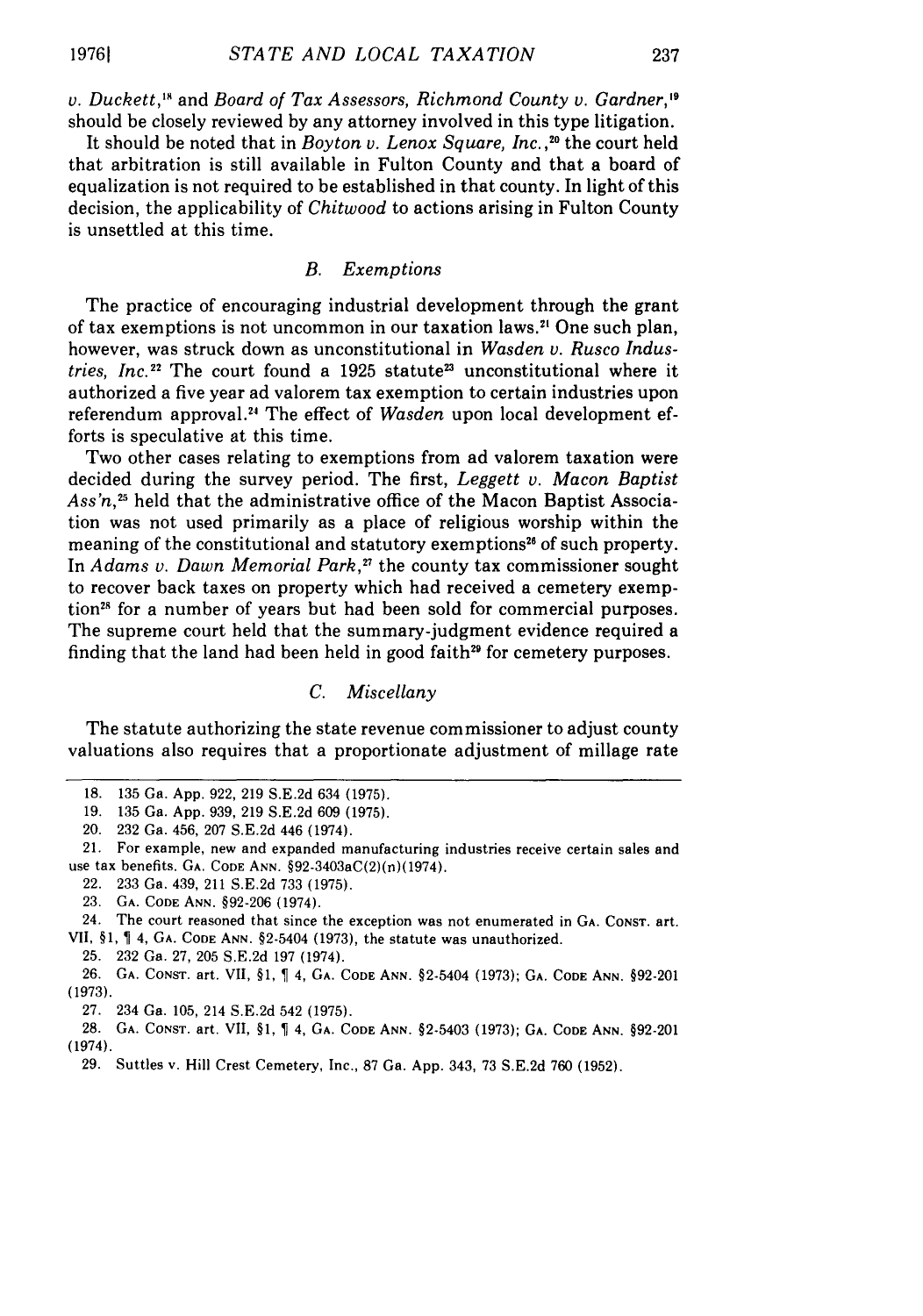*v. Duckett*,[18] and *Board of Tax Assessors, Richmond County v. Gardner*,[19] should be closely reviewed by any attorney involved in this type litigation.

It should be noted that in *Boyton v. Lenox Square, Inc.*,[20] the court held that arbitration is still available in Fulton County and that a board of equalization is not required to be established in that county. In light of this decision, the applicability of *Chitwood* to actions arising in Fulton County is unsettled at this time.

### *B. Exemptions*

The practice of encouraging industrial development through the grant of tax exemptions is not uncommon in our taxation laws.[21] One such plan, however, was struck down as unconstitutional in *Wasden v. Rusco Industries, Inc.*[22] The court found a 1925 statute[23] unconstitutional where it authorized a five year ad valorem tax exemption to certain industries upon referendum approval.[24] The effect of *Wasden* upon local development efforts is speculative at this time.

Two other cases relating to exemptions from ad valorem taxation were decided during the survey period. The first, *Leggett v. Macon Baptist Ass'n*,[25] held that the administrative office of the Macon Baptist Association was not used primarily as a place of religious worship within the meaning of the constitutional and statutory exemptions[26] of such property. In *Adams v. Dawn Memorial Park*,[27] the county tax commissioner sought to recover back taxes on property which had received a cemetery exemption[28] for a number of years but had been sold for commercial purposes. The supreme court held that the summary-judgment evidence required a finding that the land had been held in good faith[29] for cemetery purposes.

### *C. Miscellany*

The statute authorizing the state revenue commissioner to adjust county valuations also requires that a proportionate adjustment of millage rate

---

18. 135 Ga. App. 922, 219 S.E.2d 634 (1975).
19. 135 Ga. App. 939, 219 S.E.2d 609 (1975).
20. 232 Ga. 456, 207 S.E.2d 446 (1974).
21. For example, new and expanded manufacturing industries receive certain sales and use tax benefits. GA. CODE ANN. §92-3403aC(2)(n)(1974).
22. 233 Ga. 439, 211 S.E.2d 733 (1975).
23. GA. CODE ANN. §92-206 (1974).
24. The court reasoned that since the exception was not enumerated in GA. CONST. art. VII, §1, ¶ 4, GA. CODE ANN. §2-5404 (1973), the statute was unauthorized.
25. 232 Ga. 27, 205 S.E.2d 197 (1974).
26. GA. CONST. art. VII, §1, ¶ 4, GA. CODE ANN. §2-5404 (1973); GA. CODE ANN. §92-201 (1973).
27. 234 Ga. 105, 214 S.E.2d 542 (1975).
28. GA. CONST. art. VII, §1, ¶ 4, GA. CODE ANN. §2-5403 (1973); GA. CODE ANN. §92-201 (1974).
29. Suttles v. Hill Crest Cemetery, Inc., 87 Ga. App. 343, 73 S.E.2d 760 (1952).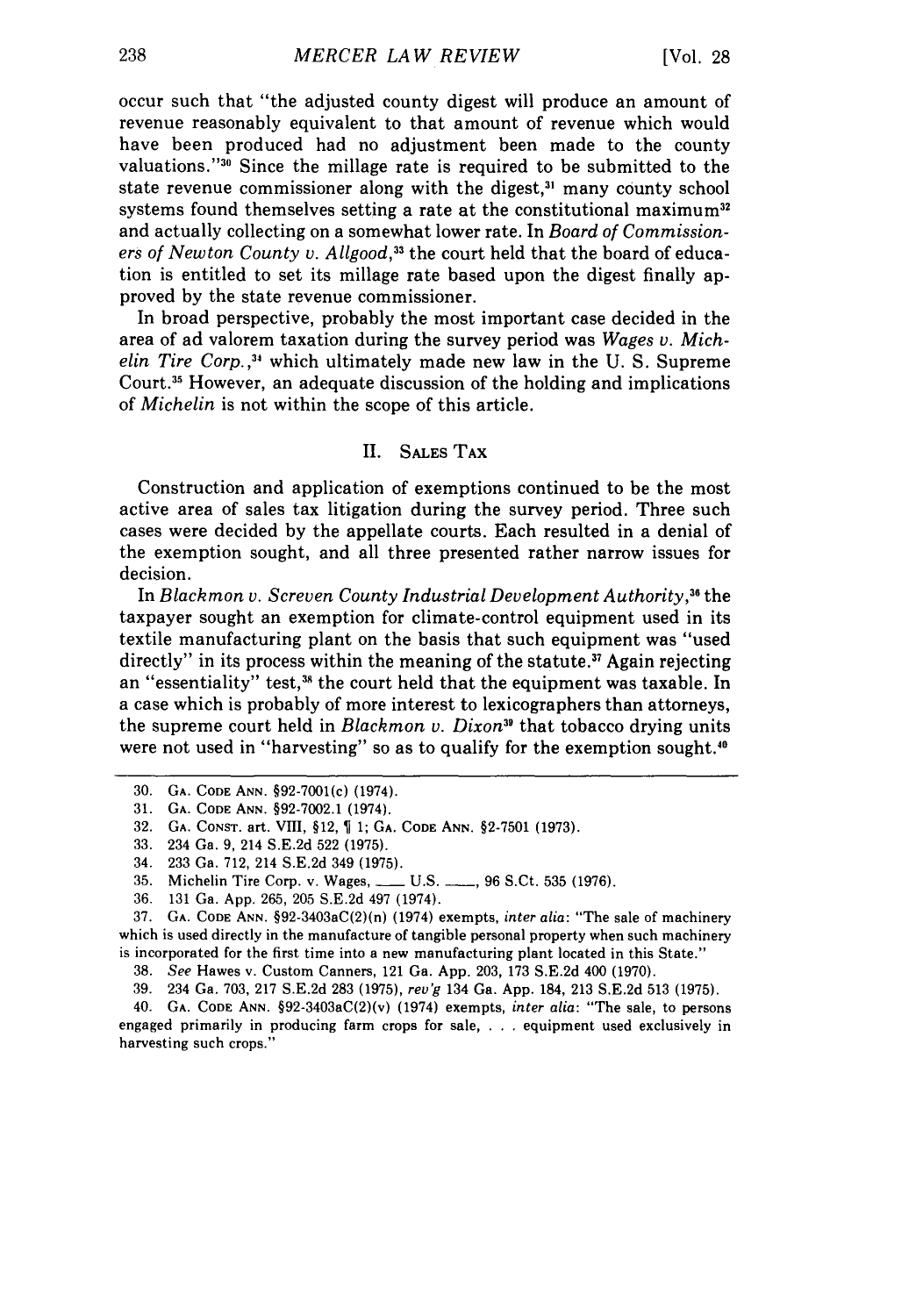occur such that "the adjusted county digest will produce an amount of revenue reasonably equivalent to that amount of revenue which would have been produced had no adjustment been made to the county valuations."[30] Since the millage rate is required to be submitted to the state revenue commissioner along with the digest,[31] many county school systems found themselves setting a rate at the constitutional maximum[32] and actually collecting on a somewhat lower rate. In *Board of Commissioners of Newton County v. Allgood*,[33] the court held that the board of education is entitled to set its millage rate based upon the digest finally approved by the state revenue commissioner.

In broad perspective, probably the most important case decided in the area of ad valorem taxation during the survey period was *Wages v. Michelin Tire Corp.*,[34] which ultimately made new law in the U. S. Supreme Court.[35] However, an adequate discussion of the holding and implications of *Michelin* is not within the scope of this article.

## II. Sales Tax

Construction and application of exemptions continued to be the most active area of sales tax litigation during the survey period. Three such cases were decided by the appellate courts. Each resulted in a denial of the exemption sought, and all three presented rather narrow issues for decision.

In *Blackmon v. Screven County Industrial Development Authority*,[36] the taxpayer sought an exemption for climate-control equipment used in its textile manufacturing plant on the basis that such equipment was "used directly" in its process within the meaning of the statute.[37] Again rejecting an "essentiality" test,[38] the court held that the equipment was taxable. In a case which is probably of more interest to lexicographers than attorneys, the supreme court held in *Blackmon v. Dixon*[39] that tobacco drying units were not used in "harvesting" so as to qualify for the exemption sought.[40]

---

30. Ga. Code Ann. §92-7001(c) (1974).
31. Ga. Code Ann. §92-7002.1 (1974).
32. Ga. Const. art. VIII, §12, ¶ 1; Ga. Code Ann. §2-7501 (1973).
33. 234 Ga. 9, 214 S.E.2d 522 (1975).
34. 233 Ga. 712, 214 S.E.2d 349 (1975).
35. Michelin Tire Corp. v. Wages, ___ U.S. ___, 96 S.Ct. 535 (1976).
36. 131 Ga. App. 265, 205 S.E.2d 497 (1974).
37. Ga. Code Ann. §92-3403aC(2)(n) (1974) exempts, *inter alia*: "The sale of machinery which is used directly in the manufacture of tangible personal property when such machinery is incorporated for the first time into a new manufacturing plant located in this State."
38. *See* Hawes v. Custom Canners, 121 Ga. App. 203, 173 S.E.2d 400 (1970).
39. 234 Ga. 703, 217 S.E.2d 283 (1975), *rev'g* 134 Ga. App. 184, 213 S.E.2d 513 (1975).
40. Ga. Code Ann. §92-3403aC(2)(v) (1974) exempts, *inter alia*: "The sale, to persons engaged primarily in producing farm crops for sale, . . . equipment used exclusively in harvesting such crops."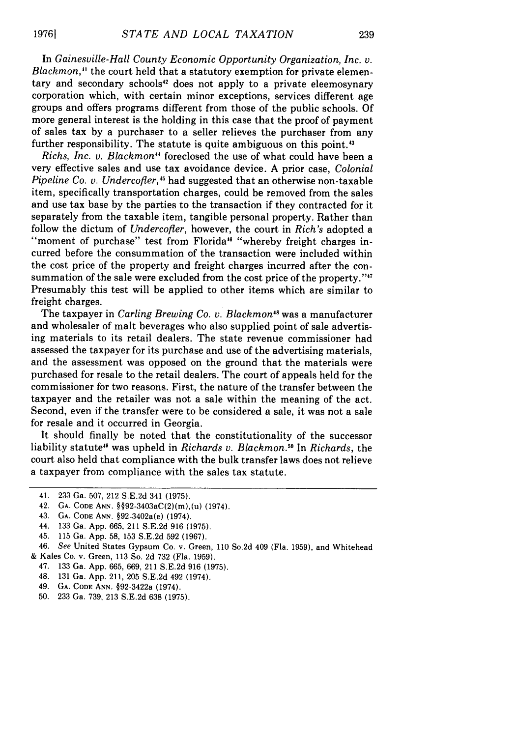In *Gainesville-Hall County Economic Opportunity Organization, Inc. v. Blackmon*,[41] the court held that a statutory exemption for private elementary and secondary schools[42] does not apply to a private eleemosynary corporation which, with certain minor exceptions, services different age groups and offers programs different from those of the public schools. Of more general interest is the holding in this case that the proof of payment of sales tax by a purchaser to a seller relieves the purchaser from any further responsibility. The statute is quite ambiguous on this point.[43]

*Richs, Inc. v. Blackmon*[44] foreclosed the use of what could have been a very effective sales and use tax avoidance device. A prior case, *Colonial Pipeline Co. v. Undercofler*,[45] had suggested that an otherwise non-taxable item, specifically transportation charges, could be removed from the sales and use tax base by the parties to the transaction if they contracted for it separately from the taxable item, tangible personal property. Rather than follow the dictum of *Undercofler*, however, the court in *Rich's* adopted a "moment of purchase" test from Florida[46] "whereby freight charges incurred before the consummation of the transaction were included within the cost price of the property and freight charges incurred after the consummation of the sale were excluded from the cost price of the property."[47] Presumably this test will be applied to other items which are similar to freight charges.

The taxpayer in *Carling Brewing Co. v. Blackmon*[48] was a manufacturer and wholesaler of malt beverages who also supplied point of sale advertising materials to its retail dealers. The state revenue commissioner had assessed the taxpayer for its purchase and use of the advertising materials, and the assessment was opposed on the ground that the materials were purchased for resale to the retail dealers. The court of appeals held for the commissioner for two reasons. First, the nature of the transfer between the taxpayer and the retailer was not a sale within the meaning of the act. Second, even if the transfer were to be considered a sale, it was not a sale for resale and it occurred in Georgia.

It should finally be noted that the constitutionality of the successor liability statute[49] was upheld in *Richards v. Blackmon*.[50] In *Richards*, the court also held that compliance with the bulk transfer laws does not relieve a taxpayer from compliance with the sales tax statute.

---

41. 233 Ga. 507, 212 S.E.2d 341 (1975).
42. GA. CODE ANN. §§92-3403aC(2)(m),(u) (1974).
43. GA. CODE ANN. §92-3402a(e) (1974).
44. 133 Ga. App. 665, 211 S.E.2d 916 (1975).
45. 115 Ga. App. 58, 153 S.E.2d 592 (1967).
46. *See* United States Gypsum Co. v. Green, 110 So.2d 409 (Fla. 1959), and Whitehead & Kales Co. v. Green, 113 So. 2d 732 (Fla. 1959).
47. 133 Ga. App. 665, 669, 211 S.E.2d 916 (1975).
48. 131 Ga. App. 211, 205 S.E.2d 492 (1974).
49. GA. CODE ANN. §92-3422a (1974).
50. 233 Ga. 739, 213 S.E.2d 638 (1975).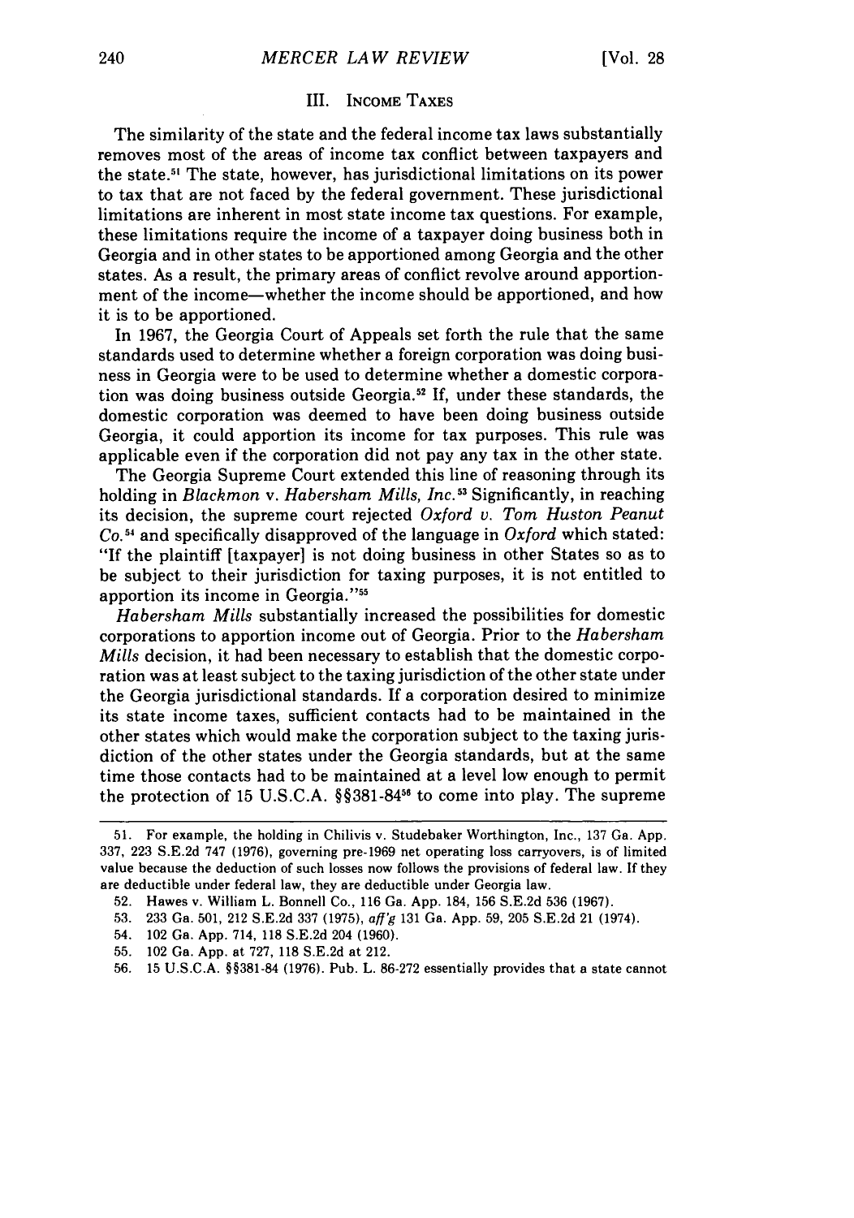## III. Income Taxes

The similarity of the state and the federal income tax laws substantially removes most of the areas of income tax conflict between taxpayers and the state.[51] The state, however, has jurisdictional limitations on its power to tax that are not faced by the federal government. These jurisdictional limitations are inherent in most state income tax questions. For example, these limitations require the income of a taxpayer doing business both in Georgia and in other states to be apportioned among Georgia and the other states. As a result, the primary areas of conflict revolve around apportionment of the income—whether the income should be apportioned, and how it is to be apportioned.

In 1967, the Georgia Court of Appeals set forth the rule that the same standards used to determine whether a foreign corporation was doing business in Georgia were to be used to determine whether a domestic corporation was doing business outside Georgia.[52] If, under these standards, the domestic corporation was deemed to have been doing business outside Georgia, it could apportion its income for tax purposes. This rule was applicable even if the corporation did not pay any tax in the other state.

The Georgia Supreme Court extended this line of reasoning through its holding in *Blackmon* v. *Habersham Mills, Inc.*[53] Significantly, in reaching its decision, the supreme court rejected *Oxford v. Tom Huston Peanut Co.*[54] and specifically disapproved of the language in *Oxford* which stated: "If the plaintiff [taxpayer] is not doing business in other States so as to be subject to their jurisdiction for taxing purposes, it is not entitled to apportion its income in Georgia."[55]

*Habersham Mills* substantially increased the possibilities for domestic corporations to apportion income out of Georgia. Prior to the *Habersham Mills* decision, it had been necessary to establish that the domestic corporation was at least subject to the taxing jurisdiction of the other state under the Georgia jurisdictional standards. If a corporation desired to minimize its state income taxes, sufficient contacts had to be maintained in the other states which would make the corporation subject to the taxing jurisdiction of the other states under the Georgia standards, but at the same time those contacts had to be maintained at a level low enough to permit the protection of 15 U.S.C.A. §§381-84[56] to come into play. The supreme

---

51. For example, the holding in Chilivis v. Studebaker Worthington, Inc., 137 Ga. App. 337, 223 S.E.2d 747 (1976), governing pre-1969 net operating loss carryovers, is of limited value because the deduction of such losses now follows the provisions of federal law. If they are deductible under federal law, they are deductible under Georgia law.

52. Hawes v. William L. Bonnell Co., 116 Ga. App. 184, 156 S.E.2d 536 (1967).

53. 233 Ga. 501, 212 S.E.2d 337 (1975), *aff'g* 131 Ga. App. 59, 205 S.E.2d 21 (1974).

54. 102 Ga. App. 714, 118 S.E.2d 204 (1960).

55. 102 Ga. App. at 727, 118 S.E.2d at 212.

56. 15 U.S.C.A. §§381-84 (1976). Pub. L. 86-272 essentially provides that a state cannot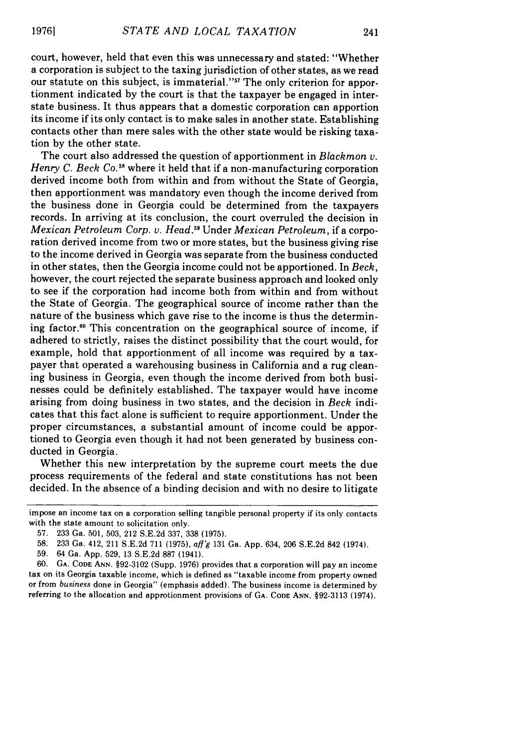court, however, held that even this was unnecessary and stated: "Whether a corporation is subject to the taxing jurisdiction of other states, as we read our statute on this subject, is immaterial."[57] The only criterion for apportionment indicated by the court is that the taxpayer be engaged in interstate business. It thus appears that a domestic corporation can apportion its income if its only contact is to make sales in another state. Establishing contacts other than mere sales with the other state would be risking taxation by the other state.

The court also addressed the question of apportionment in *Blackmon v. Henry C. Beck Co.*[58] where it held that if a non-manufacturing corporation derived income both from within and from without the State of Georgia, then apportionment was mandatory even though the income derived from the business done in Georgia could be determined from the taxpayers records. In arriving at its conclusion, the court overruled the decision in *Mexican Petroleum Corp. v. Head*.[59] Under *Mexican Petroleum*, if a corporation derived income from two or more states, but the business giving rise to the income derived in Georgia was separate from the business conducted in other states, then the Georgia income could not be apportioned. In *Beck*, however, the court rejected the separate business approach and looked only to see if the corporation had income both from within and from without the State of Georgia. The geographical source of income rather than the nature of the business which gave rise to the income is thus the determining factor.[60] This concentration on the geographical source of income, if adhered to strictly, raises the distinct possibility that the court would, for example, hold that apportionment of all income was required by a taxpayer that operated a warehousing business in California and a rug cleaning business in Georgia, even though the income derived from both businesses could be definitely established. The taxpayer would have income arising from doing business in two states, and the decision in *Beck* indicates that this fact alone is sufficient to require apportionment. Under the proper circumstances, a substantial amount of income could be apportioned to Georgia even though it had not been generated by business conducted in Georgia.

Whether this new interpretation by the supreme court meets the due process requirements of the federal and state constitutions has not been decided. In the absence of a binding decision and with no desire to litigate

---

impose an income tax on a corporation selling tangible personal property if its only contacts with the state amount to solicitation only.

57. 233 Ga. 501, 503, 212 S.E.2d 337, 338 (1975).

58. 233 Ga. 412, 211 S.E.2d 711 (1975), *aff'g* 131 Ga. App. 634, 206 S.E.2d 842 (1974).

59. 64 Ga. App. 529, 13 S.E.2d 887 (1941).

60. GA. CODE ANN. §92-3102 (Supp. 1976) provides that a corporation will pay an income tax on its Georgia taxable income, which is defined as "taxable income from property owned or from *business* done in Georgia" (emphasis added). The business income is determined by referring to the allocation and approtionment provisions of GA. CODE ANN. §92-3113 (1974).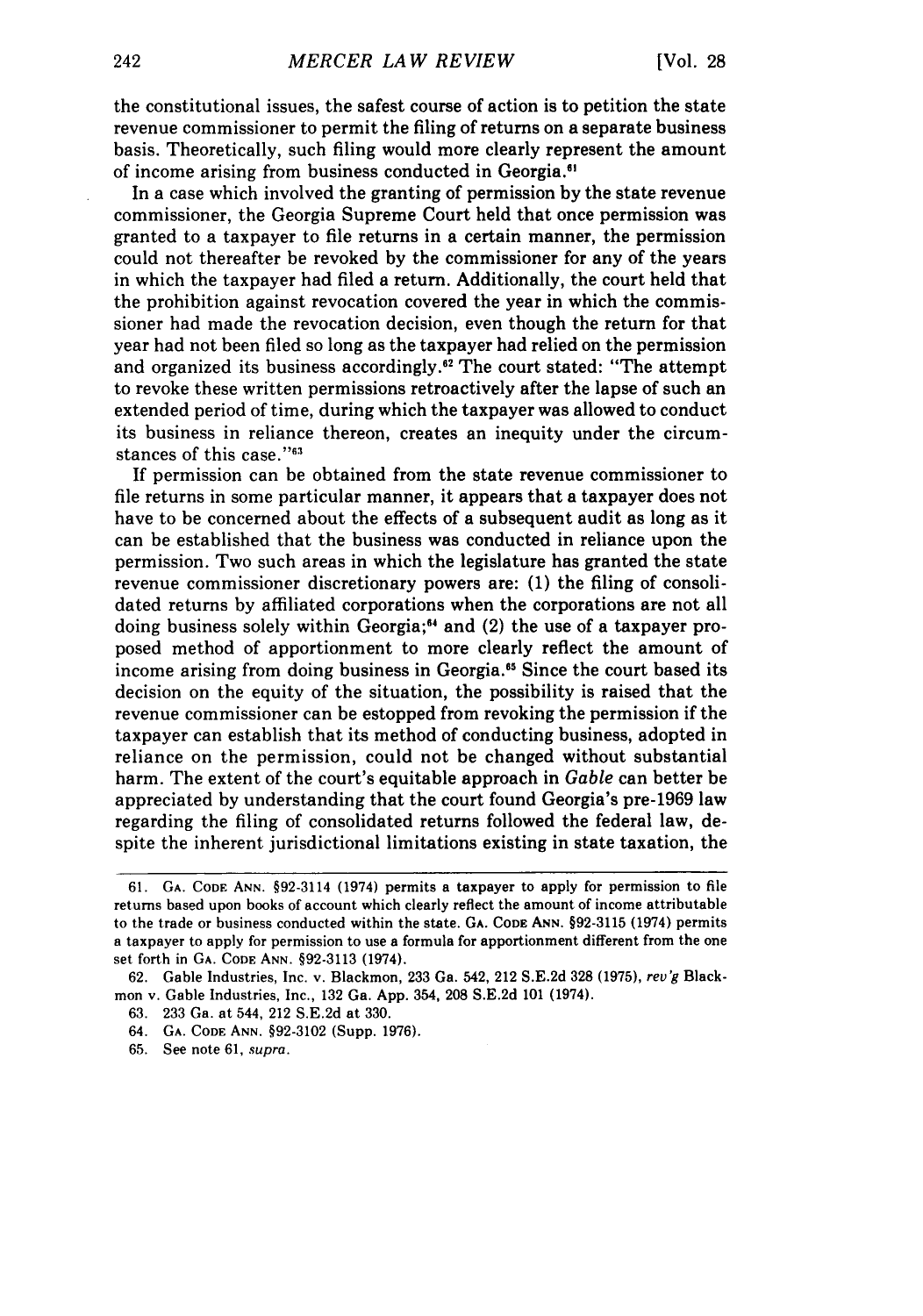the constitutional issues, the safest course of action is to petition the state revenue commissioner to permit the filing of returns on a separate business basis. Theoretically, such filing would more clearly represent the amount of income arising from business conducted in Georgia.[61]

In a case which involved the granting of permission by the state revenue commissioner, the Georgia Supreme Court held that once permission was granted to a taxpayer to file returns in a certain manner, the permission could not thereafter be revoked by the commissioner for any of the years in which the taxpayer had filed a return. Additionally, the court held that the prohibition against revocation covered the year in which the commissioner had made the revocation decision, even though the return for that year had not been filed so long as the taxpayer had relied on the permission and organized its business accordingly.[62] The court stated: "The attempt to revoke these written permissions retroactively after the lapse of such an extended period of time, during which the taxpayer was allowed to conduct its business in reliance thereon, creates an inequity under the circumstances of this case."[63]

If permission can be obtained from the state revenue commissioner to file returns in some particular manner, it appears that a taxpayer does not have to be concerned about the effects of a subsequent audit as long as it can be established that the business was conducted in reliance upon the permission. Two such areas in which the legislature has granted the state revenue commissioner discretionary powers are: (1) the filing of consolidated returns by affiliated corporations when the corporations are not all doing business solely within Georgia;[64] and (2) the use of a taxpayer proposed method of apportionment to more clearly reflect the amount of income arising from doing business in Georgia.[65] Since the court based its decision on the equity of the situation, the possibility is raised that the revenue commissioner can be estopped from revoking the permission if the taxpayer can establish that its method of conducting business, adopted in reliance on the permission, could not be changed without substantial harm. The extent of the court's equitable approach in *Gable* can better be appreciated by understanding that the court found Georgia's pre-1969 law regarding the filing of consolidated returns followed the federal law, despite the inherent jurisdictional limitations existing in state taxation, the

---

61. GA. CODE ANN. §92-3114 (1974) permits a taxpayer to apply for permission to file returns based upon books of account which clearly reflect the amount of income attributable to the trade or business conducted within the state. GA. CODE ANN. §92-3115 (1974) permits a taxpayer to apply for permission to use a formula for apportionment different from the one set forth in GA. CODE ANN. §92-3113 (1974).

62. Gable Industries, Inc. v. Blackmon, 233 Ga. 542, 212 S.E.2d 328 (1975), *rev'g* Blackmon v. Gable Industries, Inc., 132 Ga. App. 354, 208 S.E.2d 101 (1974).

63. 233 Ga. at 544, 212 S.E.2d at 330.

64. GA. CODE ANN. §92-3102 (Supp. 1976).

65. See note 61, *supra*.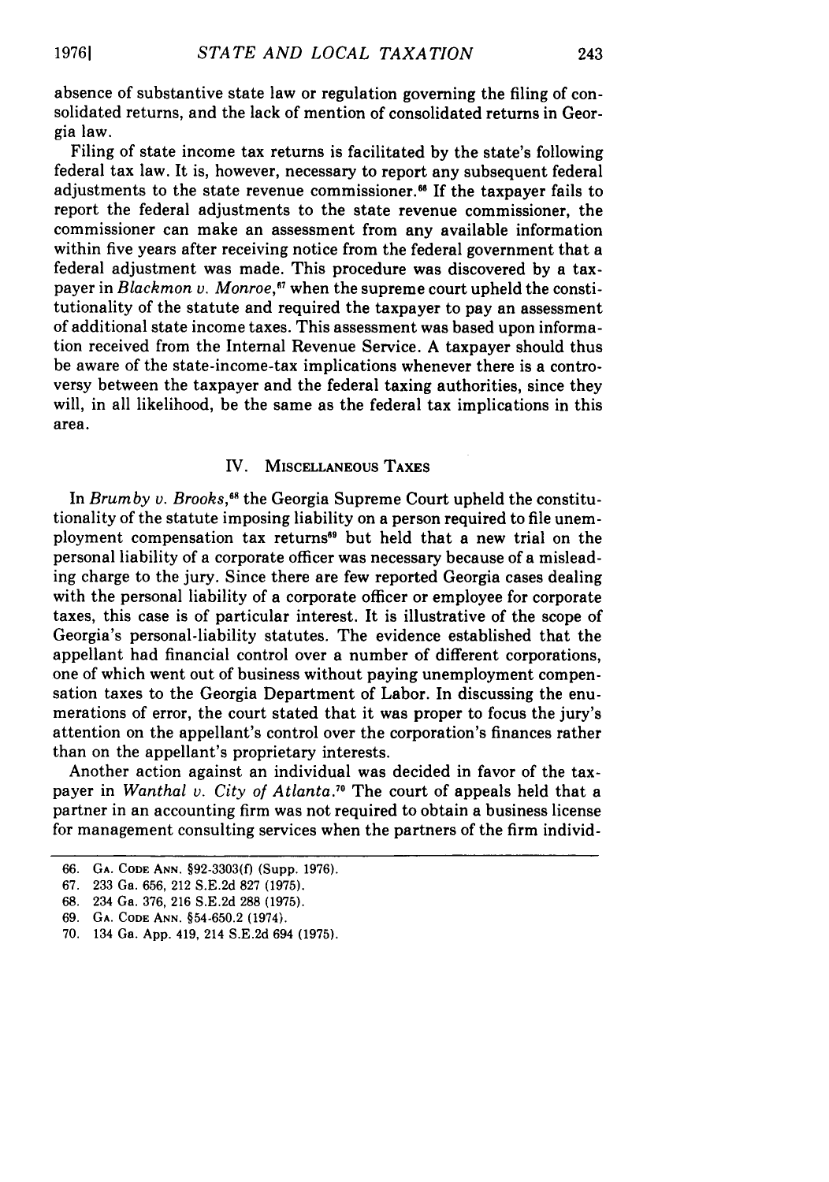absence of substantive state law or regulation governing the filing of consolidated returns, and the lack of mention of consolidated returns in Georgia law.

Filing of state income tax returns is facilitated by the state's following federal tax law. It is, however, necessary to report any subsequent federal adjustments to the state revenue commissioner.[66] If the taxpayer fails to report the federal adjustments to the state revenue commissioner, the commissioner can make an assessment from any available information within five years after receiving notice from the federal government that a federal adjustment was made. This procedure was discovered by a taxpayer in *Blackmon v. Monroe*,[67] when the supreme court upheld the constitutionality of the statute and required the taxpayer to pay an assessment of additional state income taxes. This assessment was based upon information received from the Internal Revenue Service. A taxpayer should thus be aware of the state-income-tax implications whenever there is a controversy between the taxpayer and the federal taxing authorities, since they will, in all likelihood, be the same as the federal tax implications in this area.

## IV. Miscellaneous Taxes

In *Brumby v. Brooks*,[68] the Georgia Supreme Court upheld the constitutionality of the statute imposing liability on a person required to file unemployment compensation tax returns[69] but held that a new trial on the personal liability of a corporate officer was necessary because of a misleading charge to the jury. Since there are few reported Georgia cases dealing with the personal liability of a corporate officer or employee for corporate taxes, this case is of particular interest. It is illustrative of the scope of Georgia's personal-liability statutes. The evidence established that the appellant had financial control over a number of different corporations, one of which went out of business without paying unemployment compensation taxes to the Georgia Department of Labor. In discussing the enumerations of error, the court stated that it was proper to focus the jury's attention on the appellant's control over the corporation's finances rather than on the appellant's proprietary interests.

Another action against an individual was decided in favor of the taxpayer in *Wanthal v. City of Atlanta*.[70] The court of appeals held that a partner in an accounting firm was not required to obtain a business license for management consulting services when the partners of the firm individ-

---

66. Ga. Code Ann. §92-3303(f) (Supp. 1976).
67. 233 Ga. 656, 212 S.E.2d 827 (1975).
68. 234 Ga. 376, 216 S.E.2d 288 (1975).
69. Ga. Code Ann. §54-650.2 (1974).
70. 134 Ga. App. 419, 214 S.E.2d 694 (1975).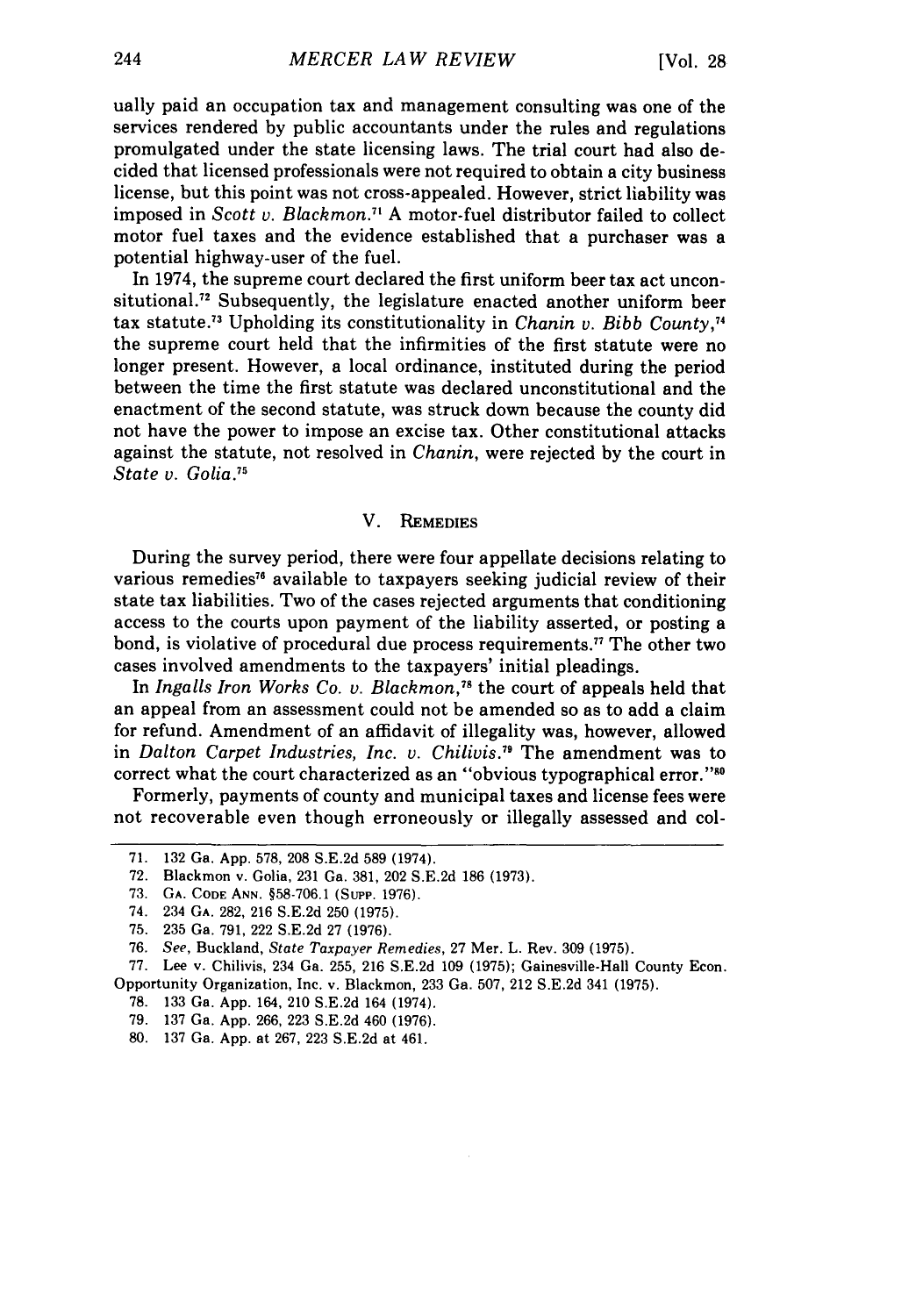ually paid an occupation tax and management consulting was one of the services rendered by public accountants under the rules and regulations promulgated under the state licensing laws. The trial court had also decided that licensed professionals were not required to obtain a city business license, but this point was not cross-appealed. However, strict liability was imposed in *Scott v. Blackmon.*[71] A motor-fuel distributor failed to collect motor fuel taxes and the evidence established that a purchaser was a potential highway-user of the fuel.

In 1974, the supreme court declared the first uniform beer tax act unconstitutional.[72] Subsequently, the legislature enacted another uniform beer tax statute.[73] Upholding its constitutionality in *Chanin v. Bibb County,*[74] the supreme court held that the infirmities of the first statute were no longer present. However, a local ordinance, instituted during the period between the time the first statute was declared unconstitutional and the enactment of the second statute, was struck down because the county did not have the power to impose an excise tax. Other constitutional attacks against the statute, not resolved in *Chanin*, were rejected by the court in *State v. Golia.*[75]

## V. Remedies

During the survey period, there were four appellate decisions relating to various remedies[76] available to taxpayers seeking judicial review of their state tax liabilities. Two of the cases rejected arguments that conditioning access to the courts upon payment of the liability asserted, or posting a bond, is violative of procedural due process requirements.[77] The other two cases involved amendments to the taxpayers' initial pleadings.

In *Ingalls Iron Works Co. v. Blackmon,*[78] the court of appeals held that an appeal from an assessment could not be amended so as to add a claim for refund. Amendment of an affidavit of illegality was, however, allowed in *Dalton Carpet Industries, Inc. v. Chilivis.*[79] The amendment was to correct what the court characterized as an "obvious typographical error."[80]

Formerly, payments of county and municipal taxes and license fees were not recoverable even though erroneously or illegally assessed and col-

71. 132 Ga. App. 578, 208 S.E.2d 589 (1974).

72. Blackmon v. Golia, 231 Ga. 381, 202 S.E.2d 186 (1973).

73. Ga. Code Ann. §58-706.1 (Supp. 1976).

74. 234 Ga. 282, 216 S.E.2d 250 (1975).

75. 235 Ga. 791, 222 S.E.2d 27 (1976).

76. *See*, Buckland, *State Taxpayer Remedies*, 27 Mer. L. Rev. 309 (1975).

77. Lee v. Chilivis, 234 Ga. 255, 216 S.E.2d 109 (1975); Gainesville-Hall County Econ. Opportunity Organization, Inc. v. Blackmon, 233 Ga. 507, 212 S.E.2d 341 (1975).

78. 133 Ga. App. 164, 210 S.E.2d 164 (1974).

79. 137 Ga. App. 266, 223 S.E.2d 460 (1976).

80. 137 Ga. App. at 267, 223 S.E.2d at 461.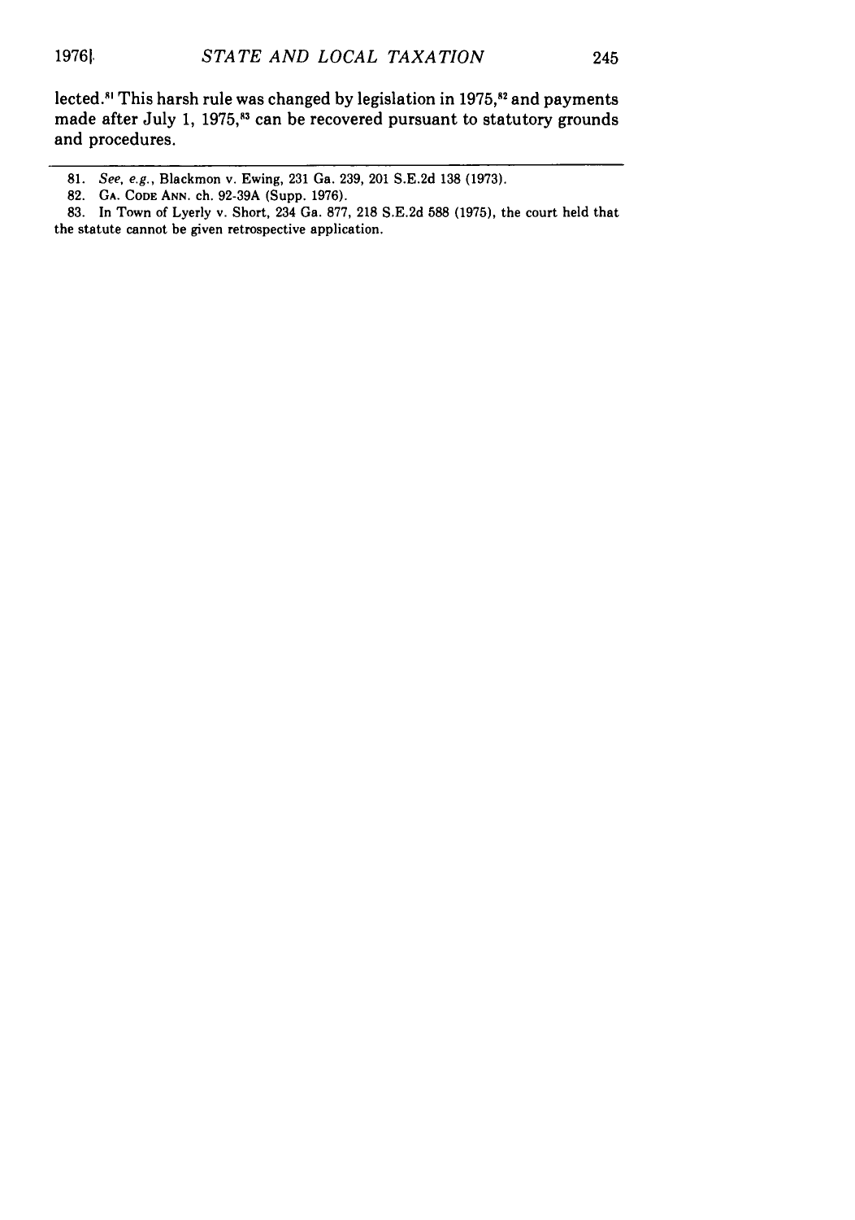lected.[81] This harsh rule was changed by legislation in 1975,[82] and payments made after July 1, 1975,[83] can be recovered pursuant to statutory grounds and procedures.

---

81. *See, e.g.*, Blackmon v. Ewing, 231 Ga. 239, 201 S.E.2d 138 (1973).

82. GA. CODE ANN. ch. 92-39A (Supp. 1976).

83. In Town of Lyerly v. Short, 234 Ga. 877, 218 S.E.2d 588 (1975), the court held that the statute cannot be given retrospective application.